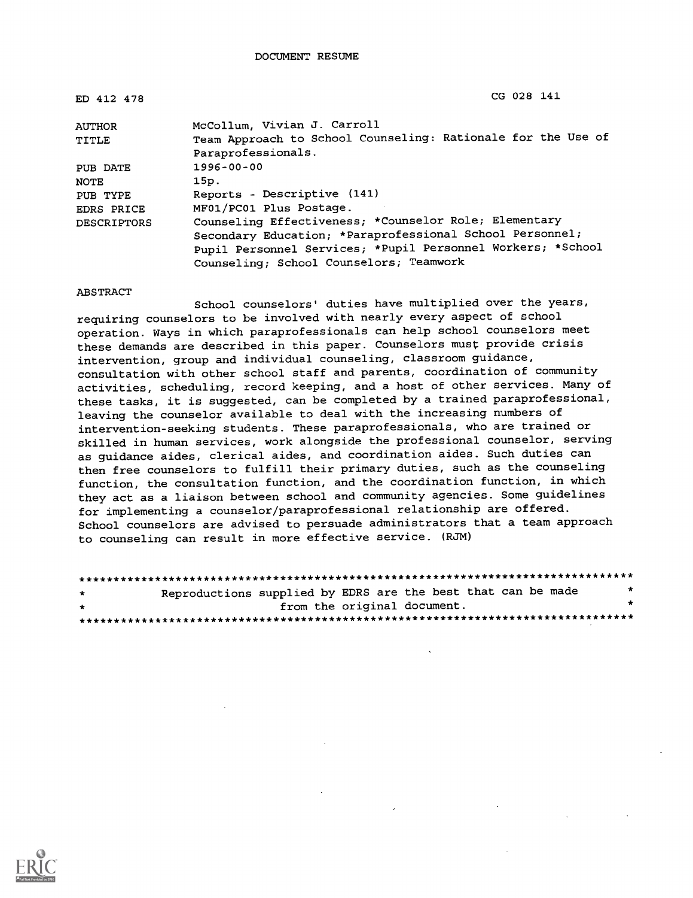DOCUMENT RESUME

| | |
|---|---|
| ED 412 478 | CG 028 141 |
| AUTHOR | McCollum, Vivian J. Carroll |
| TITLE | Team Approach to School Counseling: Rationale for the Use of Paraprofessionals. |
| PUB DATE | 1996-00-00 |
| NOTE | 15p. |
| PUB TYPE | Reports - Descriptive (141) |
| EDRS PRICE | MF01/PC01 Plus Postage. |
| DESCRIPTORS | Counseling Effectiveness; *Counselor Role; Elementary Secondary Education; *Paraprofessional School Personnel; Pupil Personnel Services; *Pupil Personnel Workers; *School Counseling; School Counselors; Teamwork |

ABSTRACT

School counselors' duties have multiplied over the years, requiring counselors to be involved with nearly every aspect of school operation. Ways in which paraprofessionals can help school counselors meet these demands are described in this paper. Counselors must provide crisis intervention, group and individual counseling, classroom guidance, consultation with other school staff and parents, coordination of community activities, scheduling, record keeping, and a host of other services. Many of these tasks, it is suggested, can be completed by a trained paraprofessional, leaving the counselor available to deal with the increasing numbers of intervention-seeking students. These paraprofessionals, who are trained or skilled in human services, work alongside the professional counselor, serving as guidance aides, clerical aides, and coordination aides. Such duties can then free counselors to fulfill their primary duties, such as the counseling function, the consultation function, and the coordination function, in which they act as a liaison between school and community agencies. Some guidelines for implementing a counselor/paraprofessional relationship are offered. School counselors are advised to persuade administrators that a team approach to counseling can result in more effective service. (RJM)

********************************************************************************
* Reproductions supplied by EDRS are the best that can be made *
* from the original document. *
********************************************************************************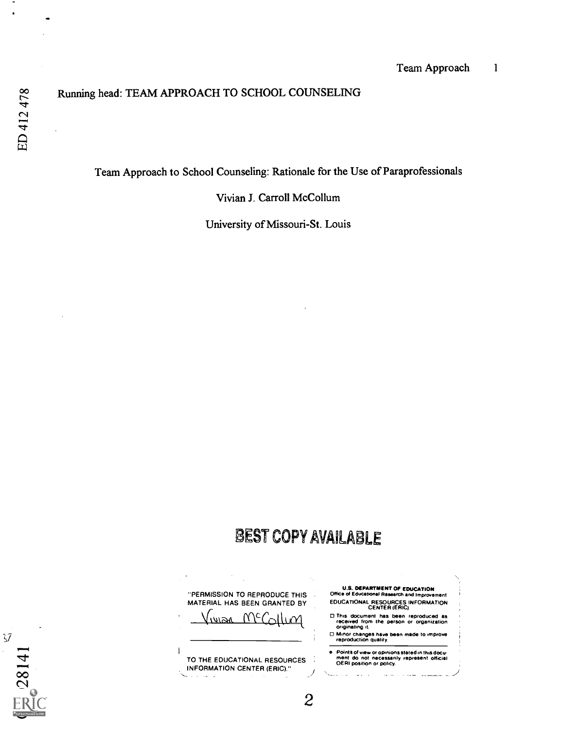Running head: TEAM APPROACH TO SCHOOL COUNSELING

# Team Approach to School Counseling: Rationale for the Use of Paraprofessionals

Vivian J. Carroll McCollum

University of Missouri-St. Louis

BEST COPY AVAILABLE

"PERMISSION TO REPRODUCE THIS MATERIAL HAS BEEN GRANTED BY

Vivian McCollum

TO THE EDUCATIONAL RESOURCES INFORMATION CENTER (ERIC)."

U.S. DEPARTMENT OF EDUCATION
Office of Educational Research and Improvement
EDUCATIONAL RESOURCES INFORMATION CENTER (ERIC)

- This document has been reproduced as received from the person or organization originating it.
- Minor changes have been made to improve reproduction quality.
- Points of view or opinions stated in this document do not necessarily represent official OERI position or policy.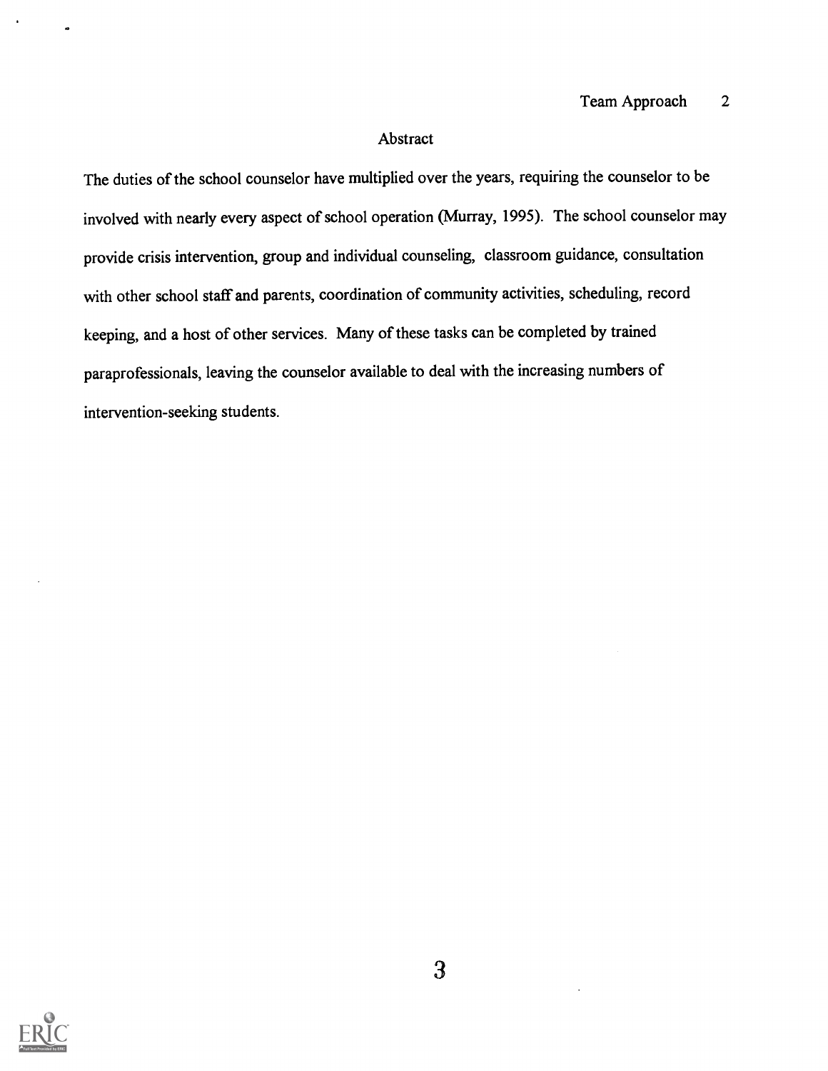## Abstract

The duties of the school counselor have multiplied over the years, requiring the counselor to be involved with nearly every aspect of school operation (Murray, 1995). The school counselor may provide crisis intervention, group and individual counseling, classroom guidance, consultation with other school staff and parents, coordination of community activities, scheduling, record keeping, and a host of other services. Many of these tasks can be completed by trained paraprofessionals, leaving the counselor available to deal with the increasing numbers of intervention-seeking students.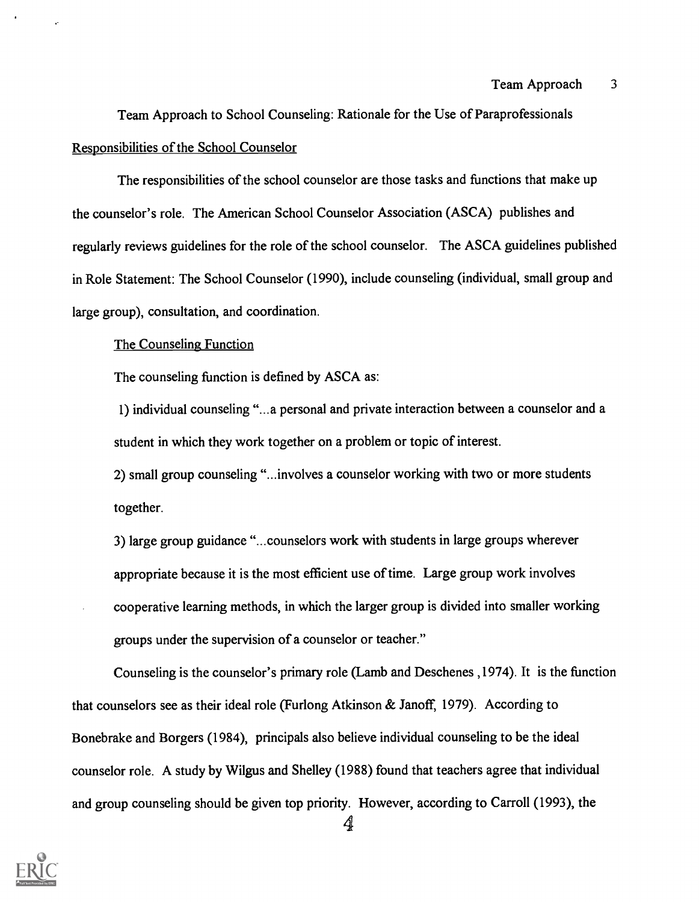# Team Approach to School Counseling: Rationale for the Use of Paraprofessionals

## Responsibilities of the School Counselor

The responsibilities of the school counselor are those tasks and functions that make up the counselor's role. The American School Counselor Association (ASCA) publishes and regularly reviews guidelines for the role of the school counselor. The ASCA guidelines published in Role Statement: The School Counselor (1990), include counseling (individual, small group and large group), consultation, and coordination.

### The Counseling Function

The counseling function is defined by ASCA as:

1) individual counseling "...a personal and private interaction between a counselor and a student in which they work together on a problem or topic of interest.

2) small group counseling "...involves a counselor working with two or more students together.

3) large group guidance "...counselors work with students in large groups wherever appropriate because it is the most efficient use of time. Large group work involves cooperative learning methods, in which the larger group is divided into smaller working groups under the supervision of a counselor or teacher."

Counseling is the counselor's primary role (Lamb and Deschenes ,1974). It is the function that counselors see as their ideal role (Furlong Atkinson & Janoff, 1979). According to Bonebrake and Borgers (1984), principals also believe individual counseling to be the ideal counselor role. A study by Wilgus and Shelley (1988) found that teachers agree that individual and group counseling should be given top priority. However, according to Carroll (1993), the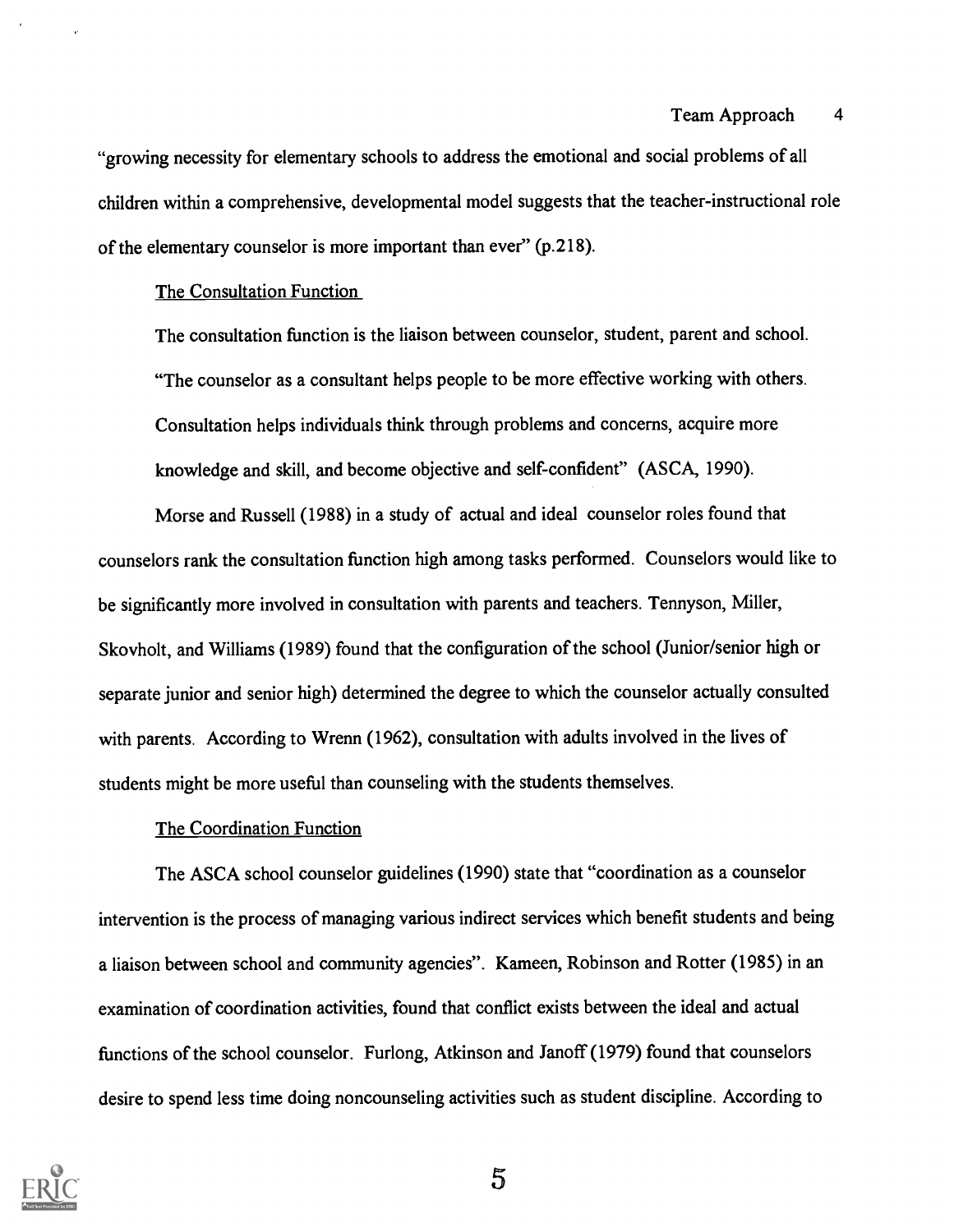"growing necessity for elementary schools to address the emotional and social problems of all children within a comprehensive, developmental model suggests that the teacher-instructional role of the elementary counselor is more important than ever" (p.218).

### The Consultation Function

The consultation function is the liaison between counselor, student, parent and school.

> "The counselor as a consultant helps people to be more effective working with others. Consultation helps individuals think through problems and concerns, acquire more knowledge and skill, and become objective and self-confident" (ASCA, 1990).

Morse and Russell (1988) in a study of actual and ideal counselor roles found that counselors rank the consultation function high among tasks performed. Counselors would like to be significantly more involved in consultation with parents and teachers. Tennyson, Miller, Skovholt, and Williams (1989) found that the configuration of the school (Junior/senior high or separate junior and senior high) determined the degree to which the counselor actually consulted with parents. According to Wrenn (1962), consultation with adults involved in the lives of students might be more useful than counseling with the students themselves.

### The Coordination Function

The ASCA school counselor guidelines (1990) state that "coordination as a counselor intervention is the process of managing various indirect services which benefit students and being a liaison between school and community agencies". Kameen, Robinson and Rotter (1985) in an examination of coordination activities, found that conflict exists between the ideal and actual functions of the school counselor. Furlong, Atkinson and Janoff (1979) found that counselors desire to spend less time doing noncounseling activities such as student discipline. According to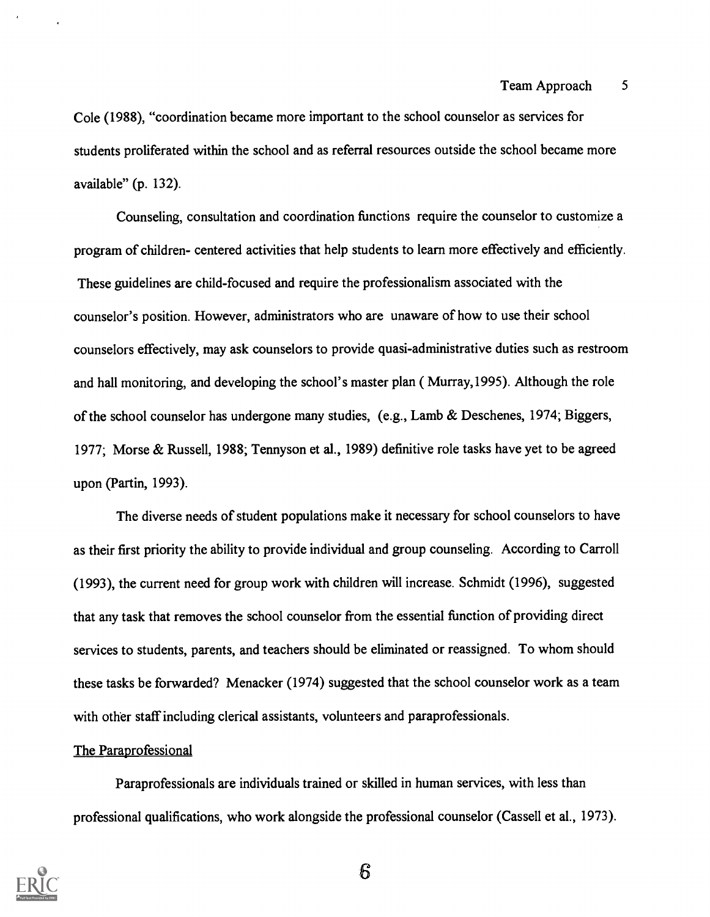Cole (1988), "coordination became more important to the school counselor as services for students proliferated within the school and as referral resources outside the school became more available" (p. 132).

Counseling, consultation and coordination functions require the counselor to customize a program of children- centered activities that help students to learn more effectively and efficiently. These guidelines are child-focused and require the professionalism associated with the counselor's position. However, administrators who are unaware of how to use their school counselors effectively, may ask counselors to provide quasi-administrative duties such as restroom and hall monitoring, and developing the school's master plan ( Murray,1995). Although the role of the school counselor has undergone many studies, (e.g., Lamb & Deschenes, 1974; Biggers, 1977; Morse & Russell, 1988; Tennyson et al., 1989) definitive role tasks have yet to be agreed upon (Partin, 1993).

The diverse needs of student populations make it necessary for school counselors to have as their first priority the ability to provide individual and group counseling. According to Carroll (1993), the current need for group work with children will increase. Schmidt (1996), suggested that any task that removes the school counselor from the essential function of providing direct services to students, parents, and teachers should be eliminated or reassigned. To whom should these tasks be forwarded? Menacker (1974) suggested that the school counselor work as a team with other staff including clerical assistants, volunteers and paraprofessionals.

## The Paraprofessional

Paraprofessionals are individuals trained or skilled in human services, with less than professional qualifications, who work alongside the professional counselor (Cassell et al., 1973).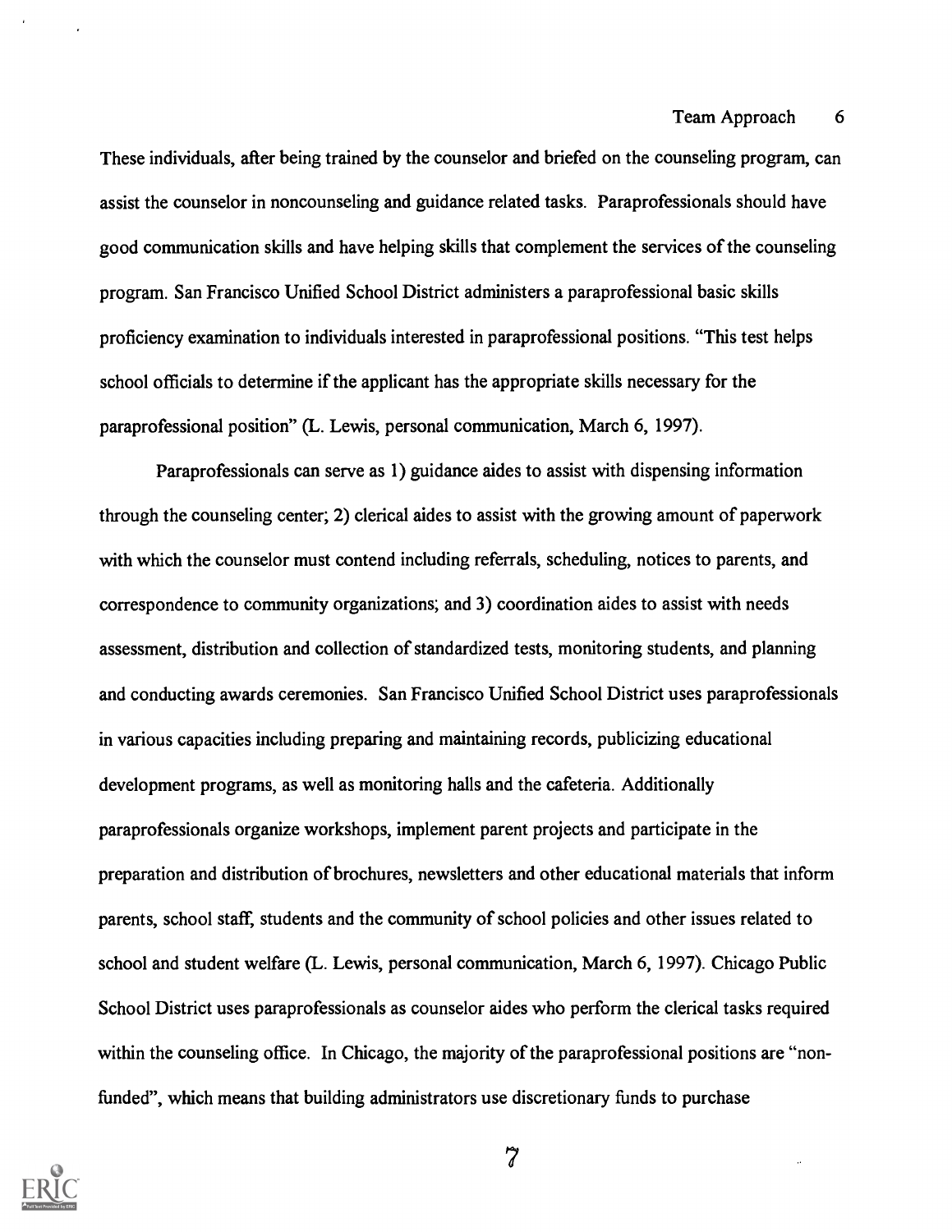These individuals, after being trained by the counselor and briefed on the counseling program, can assist the counselor in noncounseling and guidance related tasks. Paraprofessionals should have good communication skills and have helping skills that complement the services of the counseling program. San Francisco Unified School District administers a paraprofessional basic skills proficiency examination to individuals interested in paraprofessional positions. "This test helps school officials to determine if the applicant has the appropriate skills necessary for the paraprofessional position" (L. Lewis, personal communication, March 6, 1997).

Paraprofessionals can serve as 1) guidance aides to assist with dispensing information through the counseling center; 2) clerical aides to assist with the growing amount of paperwork with which the counselor must contend including referrals, scheduling, notices to parents, and correspondence to community organizations; and 3) coordination aides to assist with needs assessment, distribution and collection of standardized tests, monitoring students, and planning and conducting awards ceremonies. San Francisco Unified School District uses paraprofessionals in various capacities including preparing and maintaining records, publicizing educational development programs, as well as monitoring halls and the cafeteria. Additionally paraprofessionals organize workshops, implement parent projects and participate in the preparation and distribution of brochures, newsletters and other educational materials that inform parents, school staff, students and the community of school policies and other issues related to school and student welfare (L. Lewis, personal communication, March 6, 1997). Chicago Public School District uses paraprofessionals as counselor aides who perform the clerical tasks required within the counseling office. In Chicago, the majority of the paraprofessional positions are "non-funded", which means that building administrators use discretionary funds to purchase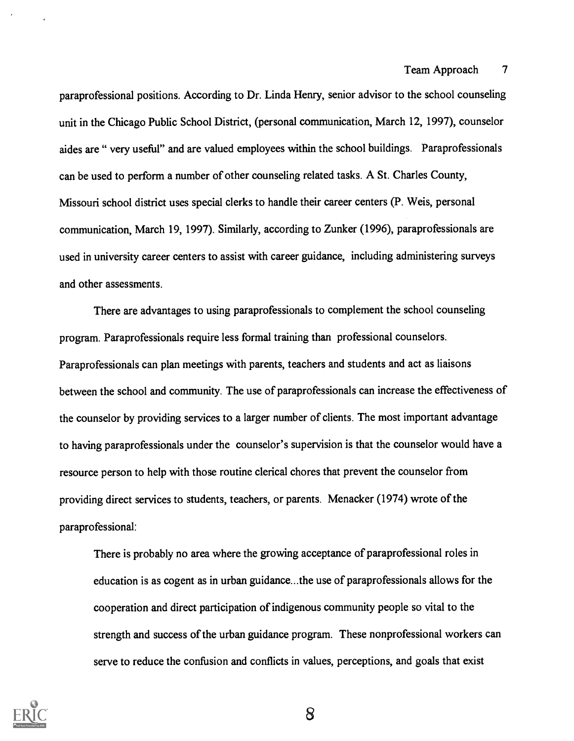paraprofessional positions. According to Dr. Linda Henry, senior advisor to the school counseling unit in the Chicago Public School District, (personal communication, March 12, 1997), counselor aides are " very useful" and are valued employees within the school buildings. Paraprofessionals can be used to perform a number of other counseling related tasks. A St. Charles County, Missouri school district uses special clerks to handle their career centers (P. Weis, personal communication, March 19, 1997). Similarly, according to Zunker (1996), paraprofessionals are used in university career centers to assist with career guidance, including administering surveys and other assessments.

There are advantages to using paraprofessionals to complement the school counseling program. Paraprofessionals require less formal training than professional counselors. Paraprofessionals can plan meetings with parents, teachers and students and act as liaisons between the school and community. The use of paraprofessionals can increase the effectiveness of the counselor by providing services to a larger number of clients. The most important advantage to having paraprofessionals under the counselor's supervision is that the counselor would have a resource person to help with those routine clerical chores that prevent the counselor from providing direct services to students, teachers, or parents. Menacker (1974) wrote of the paraprofessional:

> There is probably no area where the growing acceptance of paraprofessional roles in education is as cogent as in urban guidance...the use of paraprofessionals allows for the cooperation and direct participation of indigenous community people so vital to the strength and success of the urban guidance program. These nonprofessional workers can serve to reduce the confusion and conflicts in values, perceptions, and goals that exist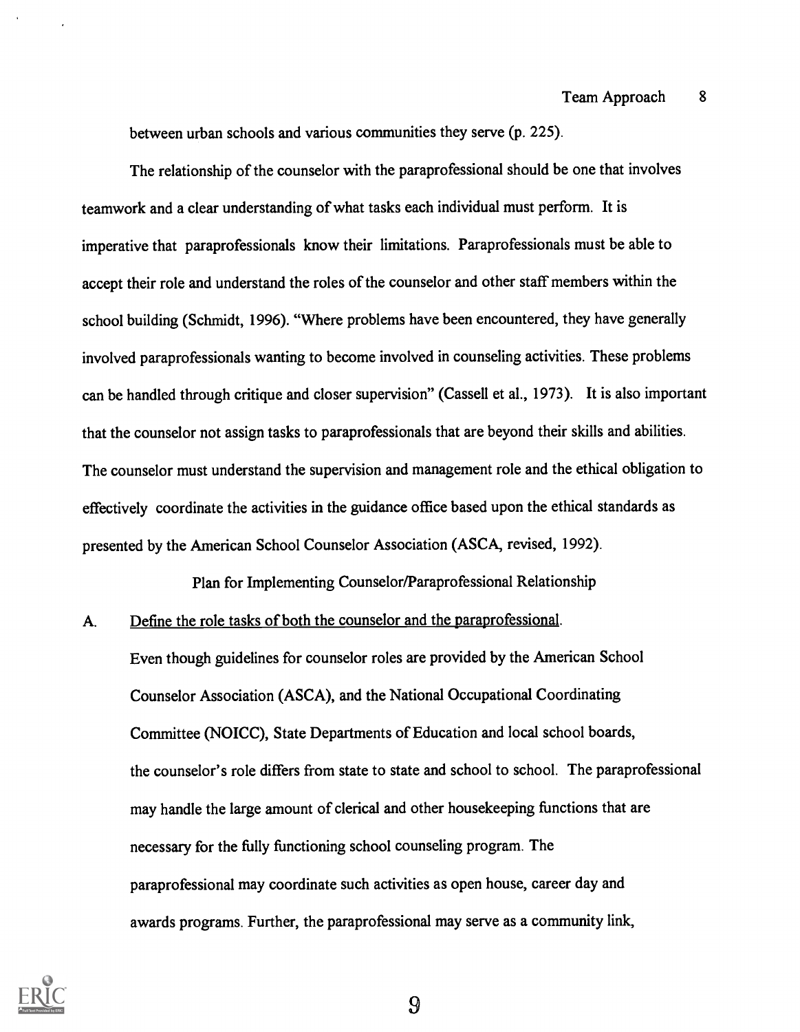between urban schools and various communities they serve (p. 225).

The relationship of the counselor with the paraprofessional should be one that involves teamwork and a clear understanding of what tasks each individual must perform. It is imperative that paraprofessionals know their limitations. Paraprofessionals must be able to accept their role and understand the roles of the counselor and other staff members within the school building (Schmidt, 1996). "Where problems have been encountered, they have generally involved paraprofessionals wanting to become involved in counseling activities. These problems can be handled through critique and closer supervision" (Cassell et al., 1973). It is also important that the counselor not assign tasks to paraprofessionals that are beyond their skills and abilities. The counselor must understand the supervision and management role and the ethical obligation to effectively coordinate the activities in the guidance office based upon the ethical standards as presented by the American School Counselor Association (ASCA, revised, 1992).

## Plan for Implementing Counselor/Paraprofessional Relationship

A. Define the role tasks of both the counselor and the paraprofessional.

Even though guidelines for counselor roles are provided by the American School Counselor Association (ASCA), and the National Occupational Coordinating Committee (NOICC), State Departments of Education and local school boards, the counselor's role differs from state to state and school to school. The paraprofessional may handle the large amount of clerical and other housekeeping functions that are necessary for the fully functioning school counseling program. The paraprofessional may coordinate such activities as open house, career day and awards programs. Further, the paraprofessional may serve as a community link,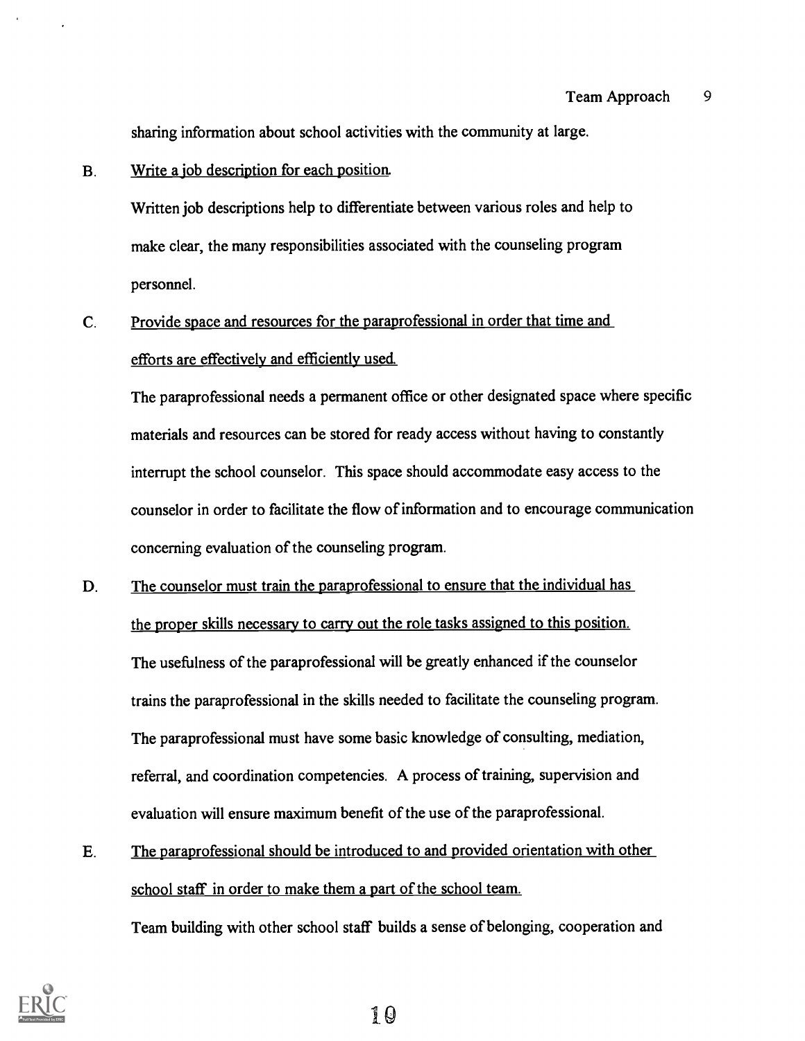sharing information about school activities with the community at large.

B. Write a job description for each position.

Written job descriptions help to differentiate between various roles and help to make clear, the many responsibilities associated with the counseling program personnel.

C. Provide space and resources for the paraprofessional in order that time and efforts are effectively and efficiently used.

The paraprofessional needs a permanent office or other designated space where specific materials and resources can be stored for ready access without having to constantly interrupt the school counselor. This space should accommodate easy access to the counselor in order to facilitate the flow of information and to encourage communication concerning evaluation of the counseling program.

D. The counselor must train the paraprofessional to ensure that the individual has the proper skills necessary to carry out the role tasks assigned to this position.

The usefulness of the paraprofessional will be greatly enhanced if the counselor trains the paraprofessional in the skills needed to facilitate the counseling program. The paraprofessional must have some basic knowledge of consulting, mediation, referral, and coordination competencies. A process of training, supervision and evaluation will ensure maximum benefit of the use of the paraprofessional.

E. The paraprofessional should be introduced to and provided orientation with other school staff in order to make them a part of the school team.

Team building with other school staff builds a sense of belonging, cooperation and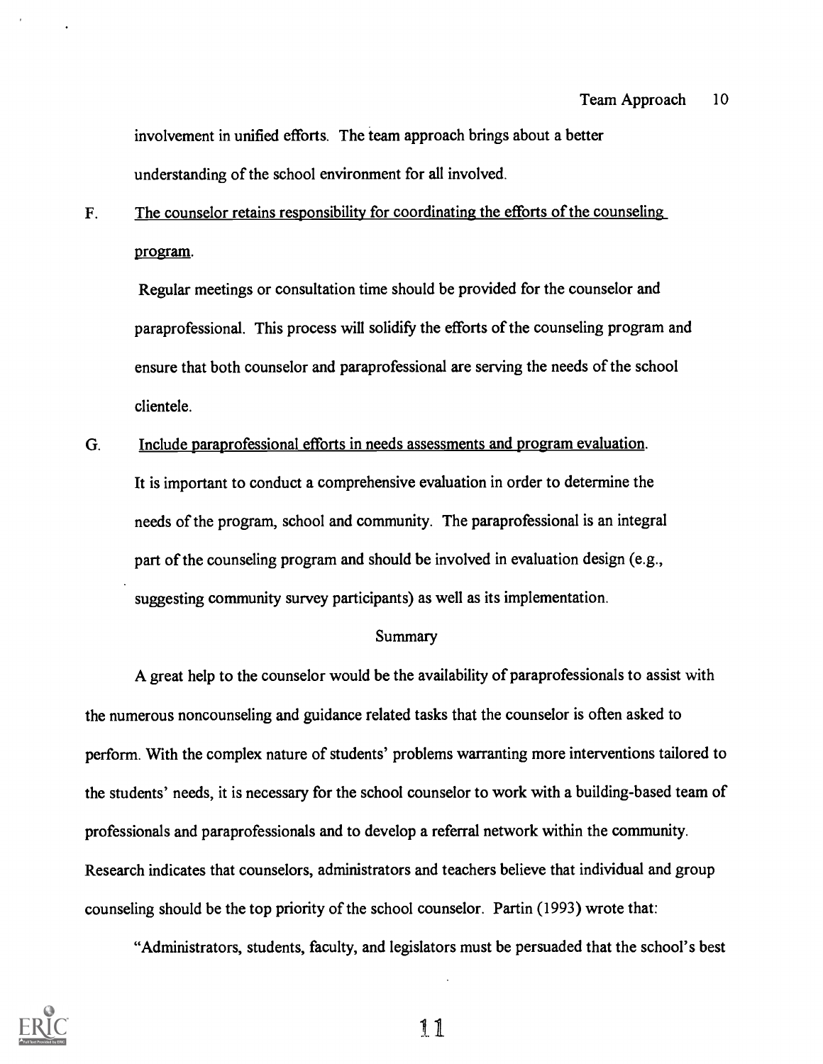involvement in unified efforts. The team approach brings about a better understanding of the school environment for all involved.

F. The counselor retains responsibility for coordinating the efforts of the counseling program.

Regular meetings or consultation time should be provided for the counselor and paraprofessional. This process will solidify the efforts of the counseling program and ensure that both counselor and paraprofessional are serving the needs of the school clientele.

G. Include paraprofessional efforts in needs assessments and program evaluation.

It is important to conduct a comprehensive evaluation in order to determine the needs of the program, school and community. The paraprofessional is an integral part of the counseling program and should be involved in evaluation design (e.g., suggesting community survey participants) as well as its implementation.

## Summary

A great help to the counselor would be the availability of paraprofessionals to assist with the numerous noncounseling and guidance related tasks that the counselor is often asked to perform. With the complex nature of students' problems warranting more interventions tailored to the students' needs, it is necessary for the school counselor to work with a building-based team of professionals and paraprofessionals and to develop a referral network within the community. Research indicates that counselors, administrators and teachers believe that individual and group counseling should be the top priority of the school counselor. Partin (1993) wrote that:

"Administrators, students, faculty, and legislators must be persuaded that the school's best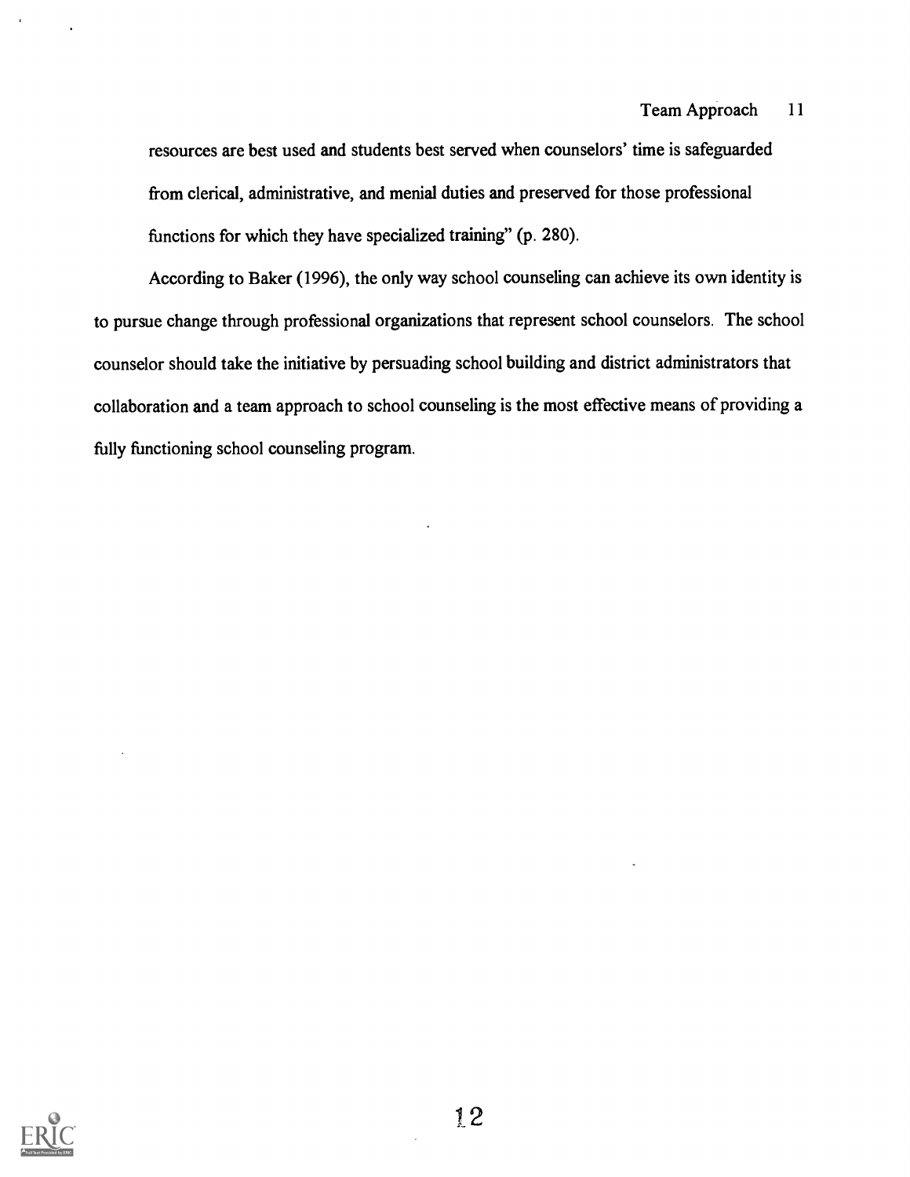resources are best used and students best served when counselors' time is safeguarded from clerical, administrative, and menial duties and preserved for those professional functions for which they have specialized training" (p. 280).

According to Baker (1996), the only way school counseling can achieve its own identity is to pursue change through professional organizations that represent school counselors. The school counselor should take the initiative by persuading school building and district administrators that collaboration and a team approach to school counseling is the most effective means of providing a fully functioning school counseling program.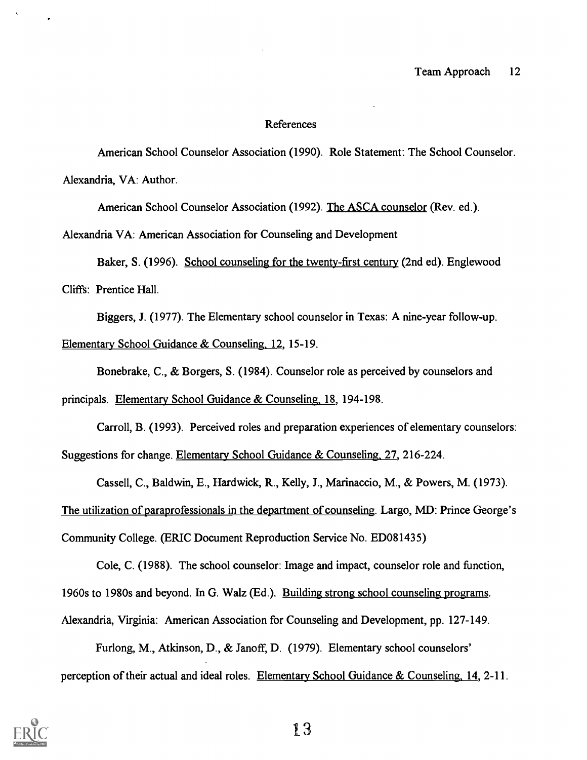## References

American School Counselor Association (1990). Role Statement: The School Counselor. Alexandria, VA: Author.

American School Counselor Association (1992). The ASCA counselor (Rev. ed.). Alexandria VA: American Association for Counseling and Development

Baker, S. (1996). School counseling for the twenty-first century (2nd ed). Englewood Cliffs: Prentice Hall.

Biggers, J. (1977). The Elementary school counselor in Texas: A nine-year follow-up. Elementary School Guidance & Counseling, 12, 15-19.

Bonebrake, C., & Borgers, S. (1984). Counselor role as perceived by counselors and principals. Elementary School Guidance & Counseling, 18, 194-198.

Carroll, B. (1993). Perceived roles and preparation experiences of elementary counselors: Suggestions for change. Elementary School Guidance & Counseling, 27, 216-224.

Cassell, C., Baldwin, E., Hardwick, R., Kelly, J., Marinaccio, M., & Powers, M. (1973). The utilization of paraprofessionals in the department of counseling. Largo, MD: Prince George's Community College. (ERIC Document Reproduction Service No. ED081435)

Cole, C. (1988). The school counselor: Image and impact, counselor role and function, 1960s to 1980s and beyond. In G. Walz (Ed.). Building strong school counseling programs. Alexandria, Virginia: American Association for Counseling and Development, pp. 127-149.

Furlong, M., Atkinson, D., & Janoff, D. (1979). Elementary school counselors' perception of their actual and ideal roles. Elementary School Guidance & Counseling, 14, 2-11.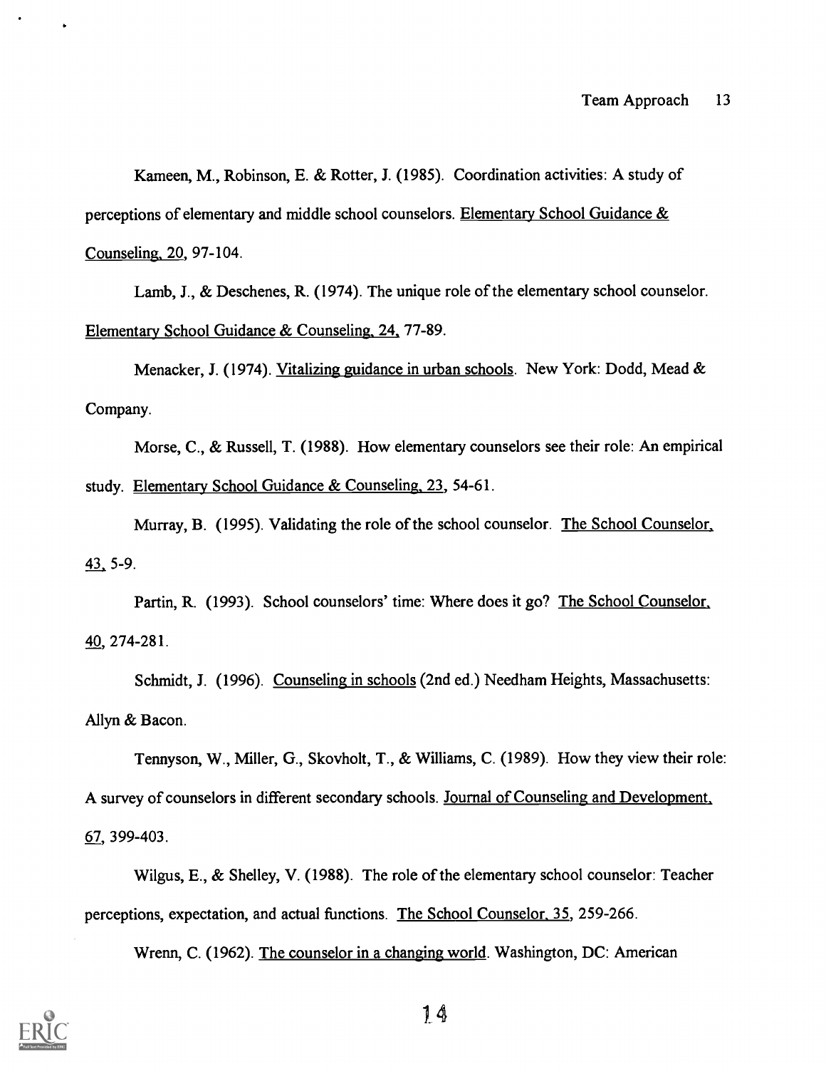Kameen, M., Robinson, E. & Rotter, J. (1985). Coordination activities: A study of perceptions of elementary and middle school counselors. Elementary School Guidance & Counseling, 20, 97-104.

Lamb, J., & Deschenes, R. (1974). The unique role of the elementary school counselor. Elementary School Guidance & Counseling, 24, 77-89.

Menacker, J. (1974). Vitalizing guidance in urban schools. New York: Dodd, Mead & Company.

Morse, C., & Russell, T. (1988). How elementary counselors see their role: An empirical study. Elementary School Guidance & Counseling, 23, 54-61.

Murray, B. (1995). Validating the role of the school counselor. The School Counselor, 43, 5-9.

Partin, R. (1993). School counselors' time: Where does it go? The School Counselor, 40, 274-281.

Schmidt, J. (1996). Counseling in schools (2nd ed.) Needham Heights, Massachusetts: Allyn & Bacon.

Tennyson, W., Miller, G., Skovholt, T., & Williams, C. (1989). How they view their role: A survey of counselors in different secondary schools. Journal of Counseling and Development, 67, 399-403.

Wilgus, E., & Shelley, V. (1988). The role of the elementary school counselor: Teacher perceptions, expectation, and actual functions. The School Counselor, 35, 259-266.

Wrenn, C. (1962). The counselor in a changing world. Washington, DC: American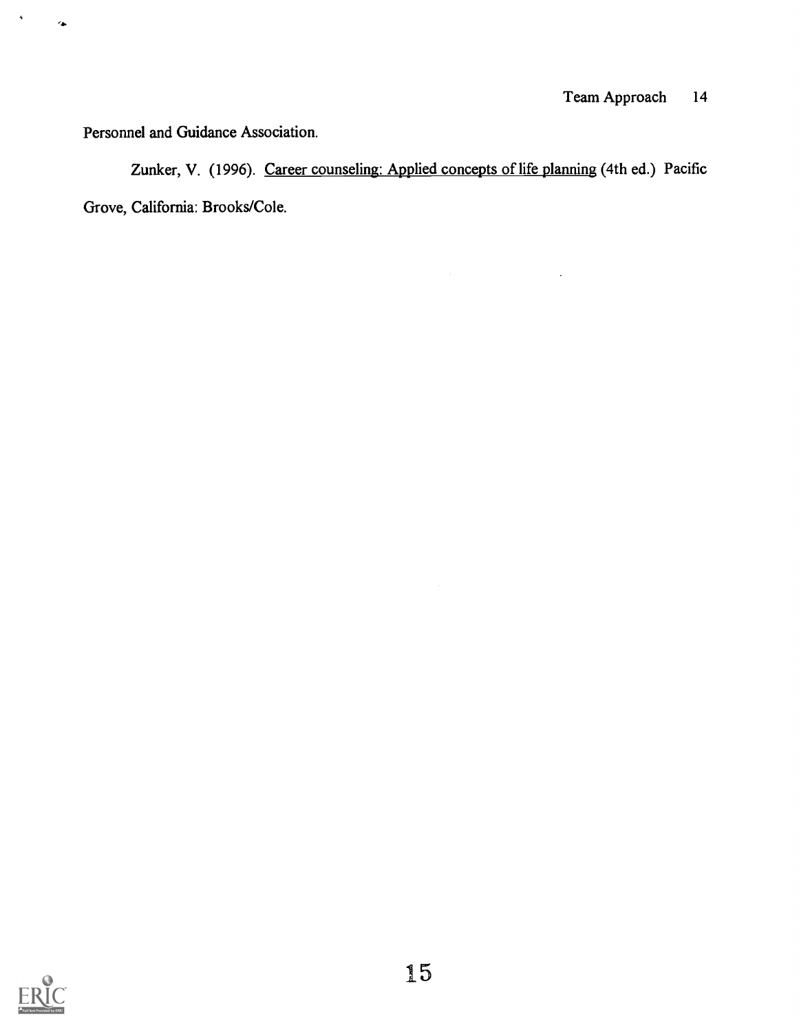Personnel and Guidance Association.

Zunker, V. (1996). Career counseling: Applied concepts of life planning (4th ed.) Pacific Grove, California: Brooks/Cole.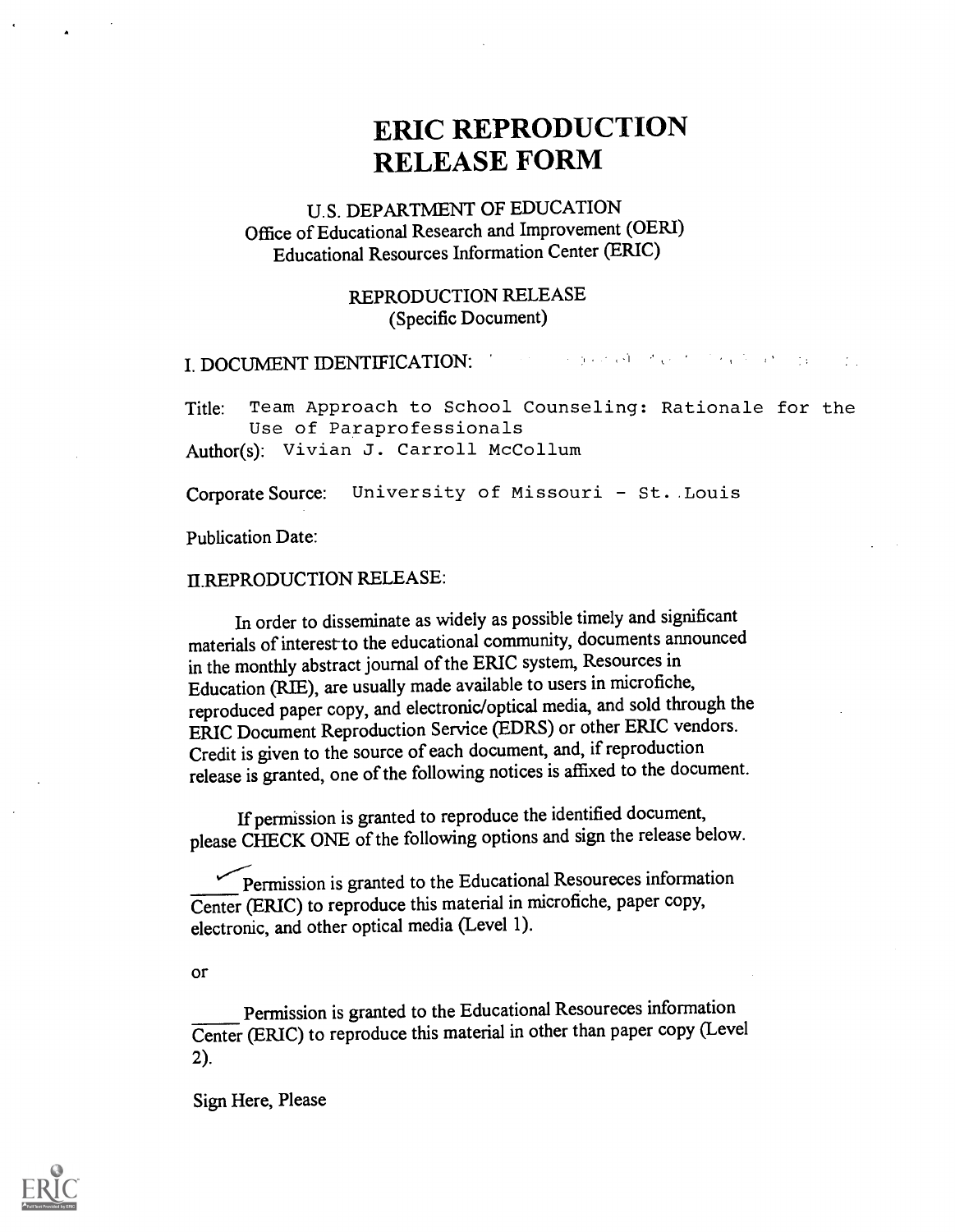# ERIC REPRODUCTION RELEASE FORM

U.S. DEPARTMENT OF EDUCATION
Office of Educational Research and Improvement (OERI)
Educational Resources Information Center (ERIC)

REPRODUCTION RELEASE
(Specific Document)

I. DOCUMENT IDENTIFICATION:

Title: Team Approach to School Counseling: Rationale for the Use of Paraprofessionals

Author(s): Vivian J. Carroll McCollum

Corporate Source: University of Missouri - St. Louis

Publication Date:

II.REPRODUCTION RELEASE:

In order to disseminate as widely as possible timely and significant materials of interest to the educational community, documents announced in the monthly abstract journal of the ERIC system, Resources in Education (RIE), are usually made available to users in microfiche, reproduced paper copy, and electronic/optical media, and sold through the ERIC Document Reproduction Service (EDRS) or other ERIC vendors. Credit is given to the source of each document, and, if reproduction release is granted, one of the following notices is affixed to the document.

If permission is granted to reproduce the identified document, please CHECK ONE of the following options and sign the release below.

__✓__ Permission is granted to the Educational Resoureces information Center (ERIC) to reproduce this material in microfiche, paper copy, electronic, and other optical media (Level 1).

or

_____ Permission is granted to the Educational Resoureces information Center (ERIC) to reproduce this material in other than paper copy (Level 2).

Sign Here, Please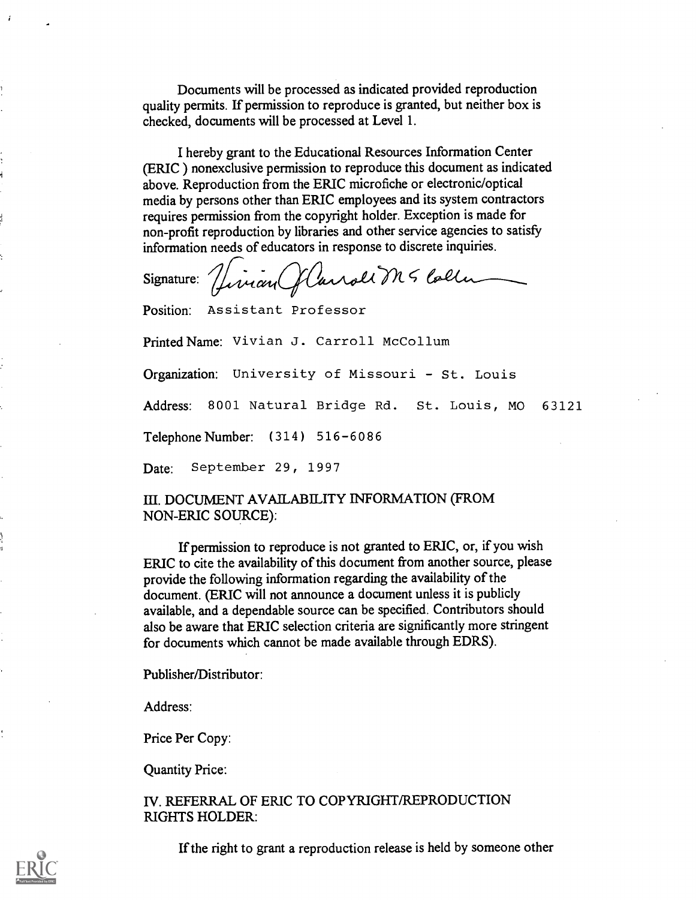Documents will be processed as indicated provided reproduction quality permits. If permission to reproduce is granted, but neither box is checked, documents will be processed at Level 1.

I hereby grant to the Educational Resources Information Center (ERIC) nonexclusive permission to reproduce this document as indicated above. Reproduction from the ERIC microfiche or electronic/optical media by persons other than ERIC employees and its system contractors requires permission from the copyright holder. Exception is made for non-profit reproduction by libraries and other service agencies to satisfy information needs of educators in response to discrete inquiries.

Signature: Vivian J. Carroll McCollum

Position: Assistant Professor

Printed Name: Vivian J. Carroll McCollum

Organization: University of Missouri - St. Louis

Address: 8001 Natural Bridge Rd. St. Louis, MO 63121

Telephone Number: (314) 516-6086

Date: September 29, 1997

## III. DOCUMENT AVAILABILITY INFORMATION (FROM NON-ERIC SOURCE):

If permission to reproduce is not granted to ERIC, or, if you wish ERIC to cite the availability of this document from another source, please provide the following information regarding the availability of the document. (ERIC will not announce a document unless it is publicly available, and a dependable source can be specified. Contributors should also be aware that ERIC selection criteria are significantly more stringent for documents which cannot be made available through EDRS).

Publisher/Distributor:

Address:

Price Per Copy:

Quantity Price:

## IV. REFERRAL OF ERIC TO COPYRIGHT/REPRODUCTION RIGHTS HOLDER:

If the right to grant a reproduction release is held by someone other